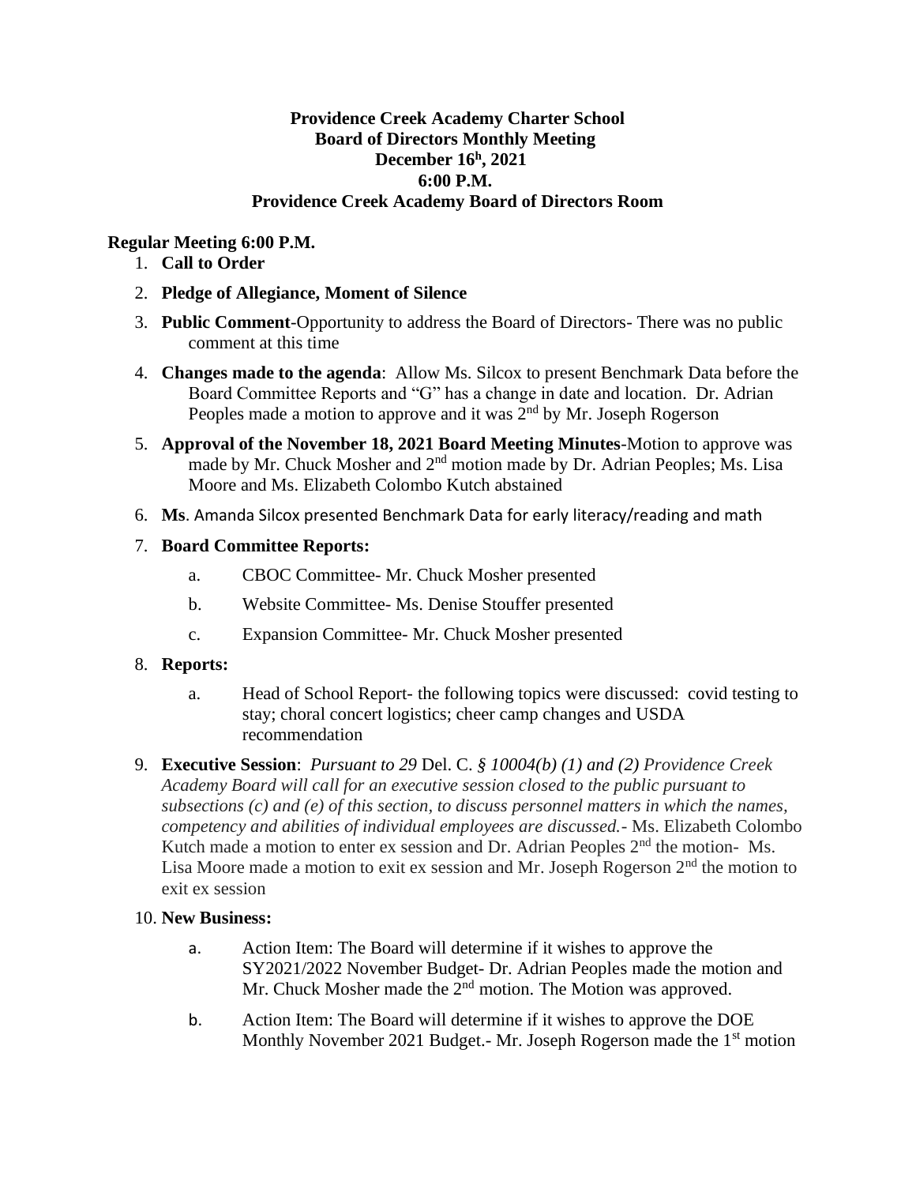**Providence Creek Academy Charter School**
**Board of Directors Monthly Meeting**
**December 16h, 2021**
**6:00 P.M.**
**Providence Creek Academy Board of Directors Room**

**Regular Meeting 6:00 P.M.**

1. **Call to Order**
2. **Pledge of Allegiance, Moment of Silence**
3. **Public Comment**-Opportunity to address the Board of Directors- There was no public comment at this time
4. **Changes made to the agenda**: Allow Ms. Silcox to present Benchmark Data before the Board Committee Reports and "G" has a change in date and location. Dr. Adrian Peoples made a motion to approve and it was 2nd by Mr. Joseph Rogerson
5. **Approval of the November 18, 2021 Board Meeting Minutes**-Motion to approve was made by Mr. Chuck Mosher and 2nd motion made by Dr. Adrian Peoples; Ms. Lisa Moore and Ms. Elizabeth Colombo Kutch abstained
6. **Ms**. Amanda Silcox presented Benchmark Data for early literacy/reading and math
7. **Board Committee Reports:**
   a. CBOC Committee- Mr. Chuck Mosher presented
   b. Website Committee- Ms. Denise Stouffer presented
   c. Expansion Committee- Mr. Chuck Mosher presented
8. **Reports:**
   a. Head of School Report- the following topics were discussed: covid testing to stay; choral concert logistics; cheer camp changes and USDA recommendation
9. **Executive Session**: *Pursuant to 29* Del. C. *§ 10004(b) (1) and (2) Providence Creek Academy Board will call for an executive session closed to the public pursuant to subsections (c) and (e) of this section, to discuss personnel matters in which the names, competency and abilities of individual employees are discussed.*- Ms. Elizabeth Colombo Kutch made a motion to enter ex session and Dr. Adrian Peoples 2nd the motion- Ms. Lisa Moore made a motion to exit ex session and Mr. Joseph Rogerson 2nd the motion to exit ex session
10. **New Business:**
    a. Action Item: The Board will determine if it wishes to approve the SY2021/2022 November Budget- Dr. Adrian Peoples made the motion and Mr. Chuck Mosher made the 2nd motion. The Motion was approved.
    b. Action Item: The Board will determine if it wishes to approve the DOE Monthly November 2021 Budget.- Mr. Joseph Rogerson made the 1st motion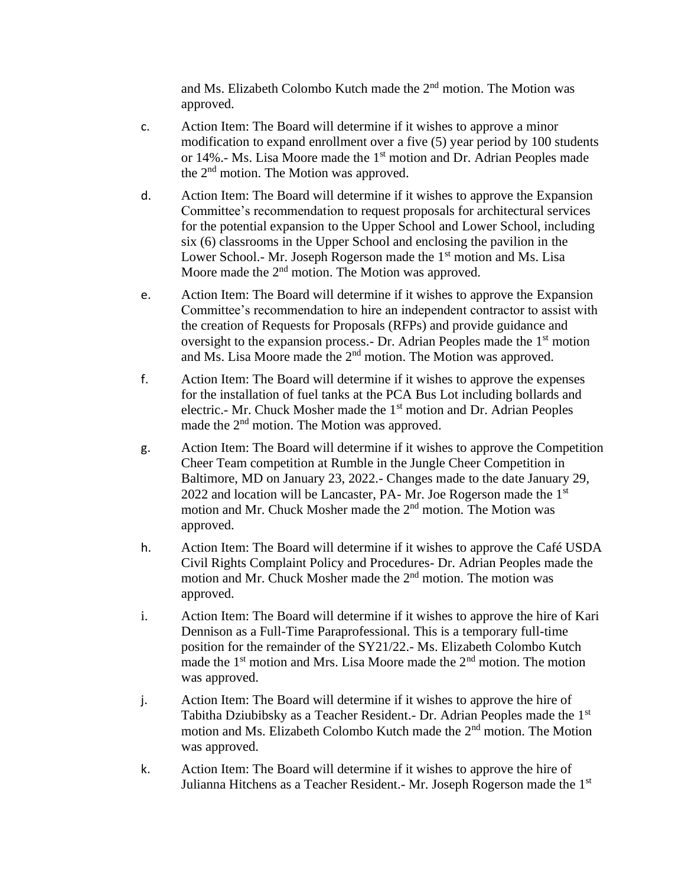and Ms. Elizabeth Colombo Kutch made the 2nd motion. The Motion was approved.

c. Action Item: The Board will determine if it wishes to approve a minor modification to expand enrollment over a five (5) year period by 100 students or 14%.- Ms. Lisa Moore made the 1st motion and Dr. Adrian Peoples made the 2nd motion. The Motion was approved.

d. Action Item: The Board will determine if it wishes to approve the Expansion Committee's recommendation to request proposals for architectural services for the potential expansion to the Upper School and Lower School, including six (6) classrooms in the Upper School and enclosing the pavilion in the Lower School.- Mr. Joseph Rogerson made the 1st motion and Ms. Lisa Moore made the 2nd motion. The Motion was approved.

e. Action Item: The Board will determine if it wishes to approve the Expansion Committee's recommendation to hire an independent contractor to assist with the creation of Requests for Proposals (RFPs) and provide guidance and oversight to the expansion process.- Dr. Adrian Peoples made the 1st motion and Ms. Lisa Moore made the 2nd motion. The Motion was approved.

f. Action Item: The Board will determine if it wishes to approve the expenses for the installation of fuel tanks at the PCA Bus Lot including bollards and electric.- Mr. Chuck Mosher made the 1st motion and Dr. Adrian Peoples made the 2nd motion. The Motion was approved.

g. Action Item: The Board will determine if it wishes to approve the Competition Cheer Team competition at Rumble in the Jungle Cheer Competition in Baltimore, MD on January 23, 2022.- Changes made to the date January 29, 2022 and location will be Lancaster, PA- Mr. Joe Rogerson made the 1st motion and Mr. Chuck Mosher made the 2nd motion. The Motion was approved.

h. Action Item: The Board will determine if it wishes to approve the Café USDA Civil Rights Complaint Policy and Procedures- Dr. Adrian Peoples made the motion and Mr. Chuck Mosher made the 2nd motion. The motion was approved.

i. Action Item: The Board will determine if it wishes to approve the hire of Kari Dennison as a Full-Time Paraprofessional. This is a temporary full-time position for the remainder of the SY21/22.- Ms. Elizabeth Colombo Kutch made the 1st motion and Mrs. Lisa Moore made the 2nd motion. The motion was approved.

j. Action Item: The Board will determine if it wishes to approve the hire of Tabitha Dziubibsky as a Teacher Resident.- Dr. Adrian Peoples made the 1st motion and Ms. Elizabeth Colombo Kutch made the 2nd motion. The Motion was approved.

k. Action Item: The Board will determine if it wishes to approve the hire of Julianna Hitchens as a Teacher Resident.- Mr. Joseph Rogerson made the 1st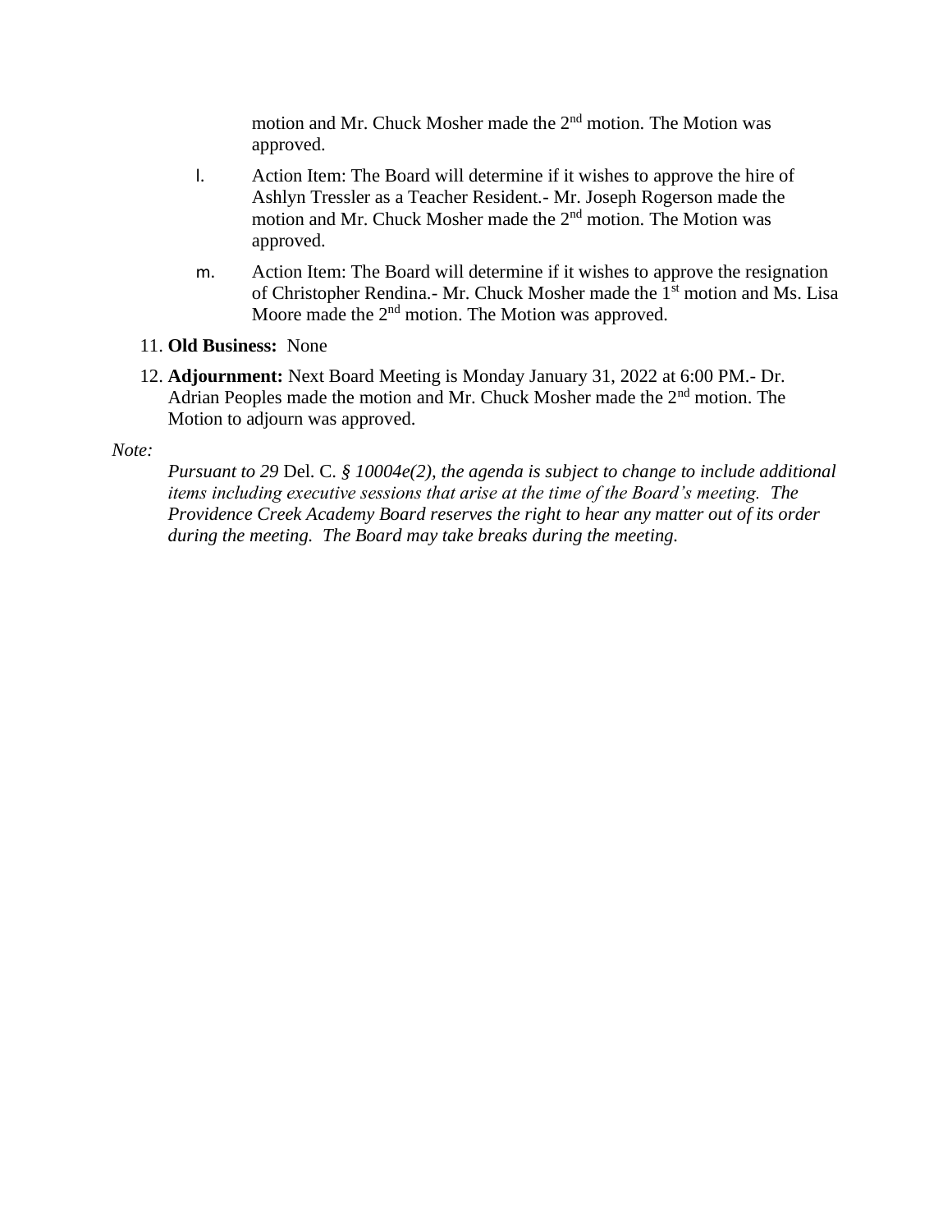motion and Mr. Chuck Mosher made the 2nd motion. The Motion was approved.

l. Action Item: The Board will determine if it wishes to approve the hire of Ashlyn Tressler as a Teacher Resident.- Mr. Joseph Rogerson made the motion and Mr. Chuck Mosher made the 2nd motion. The Motion was approved.

m. Action Item: The Board will determine if it wishes to approve the resignation of Christopher Rendina.- Mr. Chuck Mosher made the 1st motion and Ms. Lisa Moore made the 2nd motion. The Motion was approved.

11. **Old Business:** None

12. **Adjournment:** Next Board Meeting is Monday January 31, 2022 at 6:00 PM.- Dr. Adrian Peoples made the motion and Mr. Chuck Mosher made the 2nd motion. The Motion to adjourn was approved.

*Note:*

*Pursuant to 29* Del. C. *§ 10004e(2), the agenda is subject to change to include additional items including executive sessions that arise at the time of the Board's meeting. The Providence Creek Academy Board reserves the right to hear any matter out of its order during the meeting. The Board may take breaks during the meeting.*